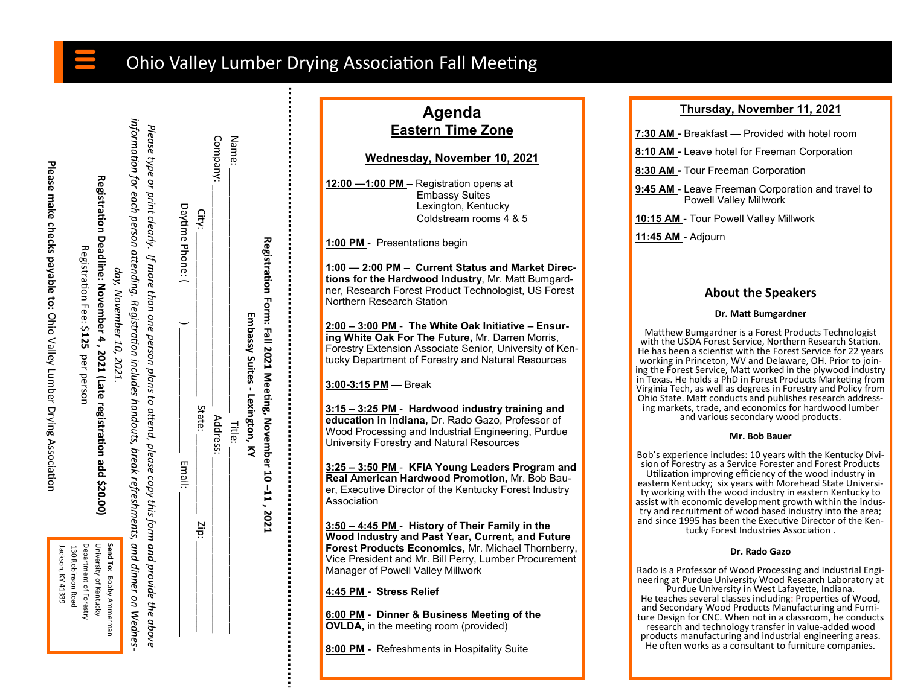# Ohio Valley Lumber Drying Association Fall Meeting

**Registration Form: Fall 2021 Meeting, November 10 –11 , 2021**

**Embassy Suites - Lexington, KY**

Name: ______________________ Title: ______________________

Company: ______________________ Address: ______________________

City: ______________________ State: ______ Zip: ______________

Daytime Phone: ( ) ______________________ Email: ______________________

*Please type or print clearly. If more than one person plans to attend, please copy this form and provide the above information for each person attending. Registration includes handouts, break refreshments, and dinner on Wednesday, November 10, 2021.*

**Registration Deadline: November 4, 2021 (Late registration add $20.00)**

Registration Fee: **$125** per person

**Please make checks payable to:** Ohio Valley Lumber Drying Association

**Send To:** Bobby Ammerman
University of Kentucky
Department of Forestry
130 Robinson Road
Jackson, KY 41339

## Agenda
## Eastern Time Zone

### Wednesday, November 10, 2021

**12:00 —1:00 PM** – Registration opens at Embassy Suites Lexington, Kentucky Coldstream rooms 4 & 5

**1:00 PM** - Presentations begin

**1:00 — 2:00 PM** – **Current Status and Market Directions for the Hardwood Industry**, Mr. Matt Bumgardner, Research Forest Product Technologist, US Forest Northern Research Station

**2:00 – 3:00 PM** - **The White Oak Initiative – Ensuring White Oak For The Future,** Mr. Darren Morris, Forestry Extension Associate Senior, University of Kentucky Department of Forestry and Natural Resources

**3:00-3:15 PM** — Break

**3:15 – 3:25 PM** - **Hardwood industry training and education in Indiana,** Dr. Rado Gazo, Professor of Wood Processing and Industrial Engineering, Purdue University Forestry and Natural Resources

**3:25 – 3:50 PM** - **KFIA Young Leaders Program and Real American Hardwood Promotion,** Mr. Bob Bauer, Executive Director of the Kentucky Forest Industry Association

**3:50 – 4:45 PM** - **History of Their Family in the Wood Industry and Past Year, Current, and Future Forest Products Economics,** Mr. Michael Thornberry, Vice President and Mr. Bill Perry, Lumber Procurement Manager of Powell Valley Millwork

**4:45 PM - Stress Relief**

**6:00 PM - Dinner & Business Meeting of the OVLDA,** in the meeting room (provided)

**8:00 PM** - Refreshments in Hospitality Suite

### Thursday, November 11, 2021

**7:30 AM** - Breakfast — Provided with hotel room

**8:10 AM** - Leave hotel for Freeman Corporation

**8:30 AM** - Tour Freeman Corporation

**9:45 AM** - Leave Freeman Corporation and travel to Powell Valley Millwork

**10:15 AM** - Tour Powell Valley Millwork

**11:45 AM** - Adjourn

## About the Speakers

### Dr. Matt Bumgardner

Matthew Bumgardner is a Forest Products Technologist with the USDA Forest Service, Northern Research Station. He has been a scientist with the Forest Service for 22 years working in Princeton, WV and Delaware, OH. Prior to joining the Forest Service, Matt worked in the plywood industry in Texas. He holds a PhD in Forest Products Marketing from Virginia Tech, as well as degrees in Forestry and Policy from Ohio State. Matt conducts and publishes research addressing markets, trade, and economics for hardwood lumber and various secondary wood products.

### Mr. Bob Bauer

Bob's experience includes: 10 years with the Kentucky Division of Forestry as a Service Forester and Forest Products Utilization improving efficiency of the wood industry in eastern Kentucky; six years with Morehead State University working with the wood industry in eastern Kentucky to assist with economic development growth within the industry and recruitment of wood based industry into the area; and since 1995 has been the Executive Director of the Kentucky Forest Industries Association .

### Dr. Rado Gazo

Rado is a Professor of Wood Processing and Industrial Engineering at Purdue University Wood Research Laboratory at Purdue University in West Lafayette, Indiana. He teaches several classes including: Properties of Wood, and Secondary Wood Products Manufacturing and Furniture Design for CNC. When not in a classroom, he conducts research and technology transfer in value-added wood products manufacturing and industrial engineering areas. He often works as a consultant to furniture companies.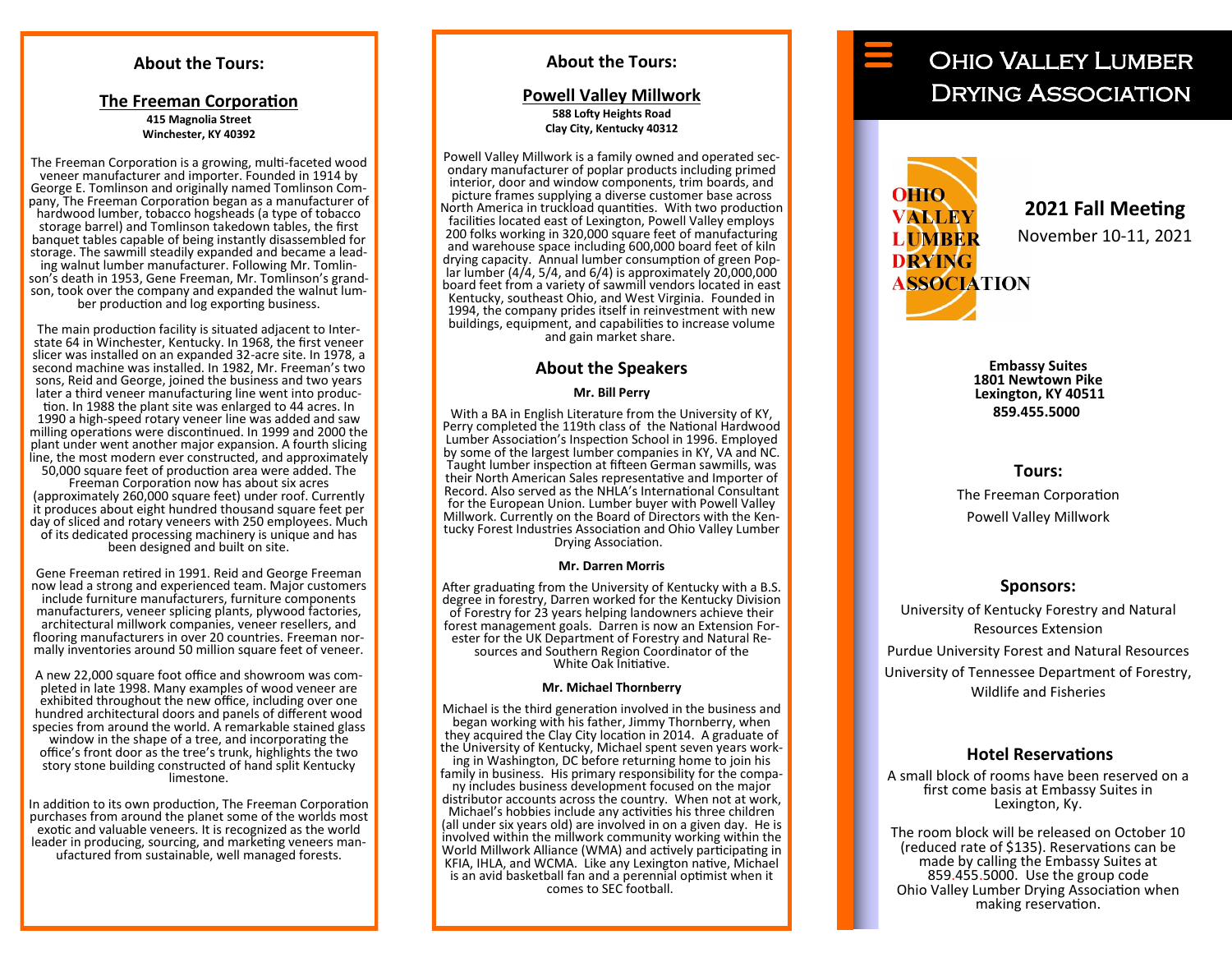## About the Tours:

### The Freeman Corporation

**415 Magnolia Street**
**Winchester, KY 40392**

The Freeman Corporation is a growing, multi-faceted wood veneer manufacturer and importer. Founded in 1914 by George E. Tomlinson and originally named Tomlinson Company, The Freeman Corporation began as a manufacturer of hardwood lumber, tobacco hogsheads (a type of tobacco storage barrel) and Tomlinson takedown tables, the first banquet tables capable of being instantly disassembled for storage. The sawmill steadily expanded and became a leading walnut lumber manufacturer. Following Mr. Tomlinson's death in 1953, Gene Freeman, Mr. Tomlinson's grandson, took over the company and expanded the walnut lumber production and log exporting business.

The main production facility is situated adjacent to Interstate 64 in Winchester, Kentucky. In 1968, the first veneer slicer was installed on an expanded 32-acre site. In 1978, a second machine was installed. In 1982, Mr. Freeman's two sons, Reid and George, joined the business and two years later a third veneer manufacturing line went into production. In 1988 the plant site was enlarged to 44 acres. In 1990 a high-speed rotary veneer line was added and saw milling operations were discontinued. In 1999 and 2000 the plant under went another major expansion. A fourth slicing line, the most modern ever constructed, and approximately 50,000 square feet of production area were added. The Freeman Corporation now has about six acres (approximately 260,000 square feet) under roof. Currently it produces about eight hundred thousand square feet per day of sliced and rotary veneers with 250 employees. Much of its dedicated processing machinery is unique and has been designed and built on site.

Gene Freeman retired in 1991. Reid and George Freeman now lead a strong and experienced team. Major customers include furniture manufacturers, furniture components manufacturers, veneer splicing plants, plywood factories, architectural millwork companies, veneer resellers, and flooring manufacturers in over 20 countries. Freeman normally inventories around 50 million square feet of veneer.

A new 22,000 square foot office and showroom was completed in late 1998. Many examples of wood veneer are exhibited throughout the new office, including over one hundred architectural doors and panels of different wood species from around the world. A remarkable stained glass window in the shape of a tree, and incorporating the office's front door as the tree's trunk, highlights the two story stone building constructed of hand split Kentucky limestone.

In addition to its own production, The Freeman Corporation purchases from around the planet some of the worlds most exotic and valuable veneers. It is recognized as the world leader in producing, sourcing, and marketing veneers manufactured from sustainable, well managed forests.

## About the Tours:

### Powell Valley Millwork

**588 Lofty Heights Road**
**Clay City, Kentucky 40312**

Powell Valley Millwork is a family owned and operated secondary manufacturer of poplar products including primed interior, door and window components, trim boards, and picture frames supplying a diverse customer base across North America in truckload quantities. With two production facilities located east of Lexington, Powell Valley employs 200 folks working in 320,000 square feet of manufacturing and warehouse space including 600,000 board feet of kiln drying capacity. Annual lumber consumption of green Poplar lumber (4/4, 5/4, and 6/4) is approximately 20,000,000 board feet from a variety of sawmill vendors located in east Kentucky, southeast Ohio, and West Virginia. Founded in 1994, the company prides itself in reinvestment with new buildings, equipment, and capabilities to increase volume and gain market share.

## About the Speakers

**Mr. Bill Perry**

With a BA in English Literature from the University of KY, Perry completed the 119th class of the National Hardwood Lumber Association's Inspection School in 1996. Employed by some of the largest lumber companies in KY, VA and NC. Taught lumber inspection at fifteen German sawmills, was their North American Sales representative and Importer of Record. Also served as the NHLA's International Consultant for the European Union. Lumber buyer with Powell Valley Millwork. Currently on the Board of Directors with the Kentucky Forest Industries Association and Ohio Valley Lumber Drying Association.

**Mr. Darren Morris**

After graduating from the University of Kentucky with a B.S. degree in forestry, Darren worked for the Kentucky Division of Forestry for 23 years helping landowners achieve their forest management goals. Darren is now an Extension Forester for the UK Department of Forestry and Natural Resources and Southern Region Coordinator of the White Oak Initiative.

**Mr. Michael Thornberry**

Michael is the third generation involved in the business and began working with his father, Jimmy Thornberry, when they acquired the Clay City location in 2014. A graduate of the University of Kentucky, Michael spent seven years working in Washington, DC before returning home to join his family in business. His primary responsibility for the company includes business development focused on the major distributor accounts across the country. When not at work, Michael's hobbies include any activities his three children (all under six years old) are involved in on a given day. He is involved within the millwork community working within the World Millwork Alliance (WMA) and actively participating in KFIA, IHLA, and WCMA. Like any Lexington native, Michael is an avid basketball fan and a perennial optimist when it comes to SEC football.

# Ohio Valley Lumber Drying Association

OHIO
VALLEY
LUMBER
DRYING
ASSOCIATION

## 2021 Fall Meeting

November 10-11, 2021

**Embassy Suites**
**1801 Newtown Pike**
**Lexington, KY 40511**
**859.455.5000**

## Tours:

The Freeman Corporation

Powell Valley Millwork

## Sponsors:

University of Kentucky Forestry and Natural Resources Extension

Purdue University Forest and Natural Resources

University of Tennessee Department of Forestry, Wildlife and Fisheries

## Hotel Reservations

A small block of rooms have been reserved on a first come basis at Embassy Suites in Lexington, Ky.

The room block will be released on October 10 (reduced rate of $135). Reservations can be made by calling the Embassy Suites at 859.455.5000. Use the group code Ohio Valley Lumber Drying Association when making reservation.